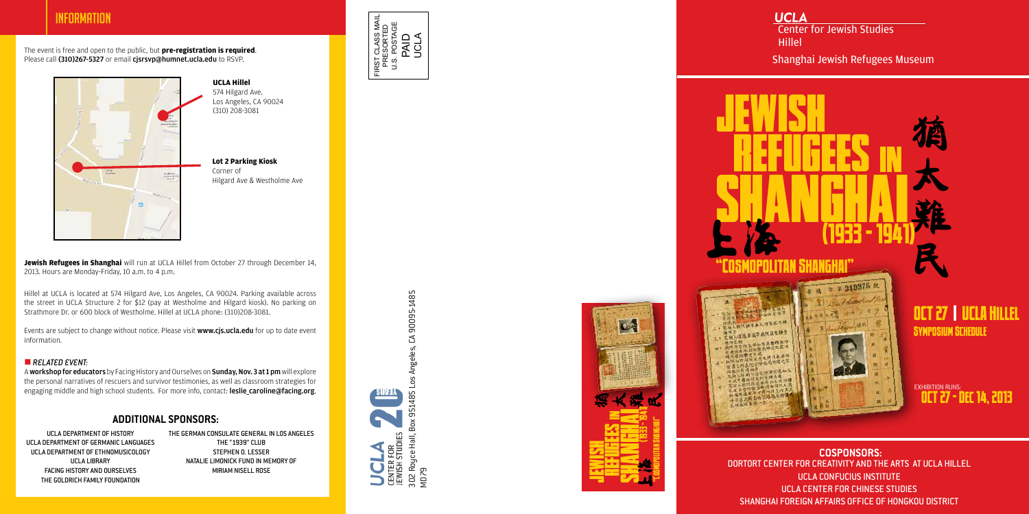## INFORMATION

The event is free and open to the public, but **pre-registration is required**. Please call **(310)267-5327** or email **cjsrsvp@humnet.ucla.edu** to RSVP.

**UCLA Hillel**
574 Hilgard Ave.
Los Angeles, CA 90024
(310) 208-3081

**Lot 2 Parking Kiosk**
Corner of
Hilgard Ave & Westholme Ave

**Jewish Refugees in Shanghai** will run at UCLA Hillel from October 27 through December 14, 2013. Hours are Monday-Friday, 10 a.m. to 4 p.m.

Hillel at UCLA is located at 574 Hilgard Ave, Los Angeles, CA 90024. Parking available across the street in UCLA Structure 2 for $12 (pay at Westholme and Hilgard kiosk). No parking on Strathmore Dr. or 600 block of Westholme. Hillel at UCLA phone: (310)208-3081.

Events are subject to change without notice. Please visit **www.cjs.ucla.edu** for up to date event information.

*RELATED EVENT:*

A **workshop for educators** by Facing History and Ourselves on **Sunday, Nov. 3 at 1 pm** will explore the personal narratives of rescuers and survivor testimonies, as well as classroom strategies for engaging middle and high school students. For more info, contact: **leslie_caroline@facing.org**.

### ADDITIONAL SPONSORS:

UCLA DEPARTMENT OF HISTORY
UCLA DEPARTMENT OF GERMANIC LANGUAGES
UCLA DEPARTMENT OF ETHNOMUSICOLOGY
UCLA LIBRARY
FACING HISTORY AND OURSELVES
THE GOLDRICH FAMILY FOUNDATION
THE GERMAN CONSULATE GENERAL IN LOS ANGELES
THE "1939" CLUB
STEPHEN O. LESSER
NATALIE LIMONICK FUND IN MEMORY OF MIRIAM NISELL ROSE

FIRST CLASS MAIL
PRESORTED
U.S. POSTAGE
PAID
UCLA

UCLA CENTER FOR JEWISH STUDIES 20 YEARS
302 Royce Hall, Box 951485 Los Angeles, CA 90095-1485
MD79

UCLA
Center for Jewish Studies
Hillel
Shanghai Jewish Refugees Museum

# JEWISH REFUGEES IN SHANGHAI (1933 - 1941)

猶太難民 上海

"COSMOPOLITAN SHANGHAI"

## OCT 27 | UCLA HILLEL
### SYMPOSIUM SCHEDULE

EXHIBITION RUNS:
**OCT 27 - DEC 14, 2013**

### COSPONSORS:

DORTORT CENTER FOR CREATIVITY AND THE ARTS AT UCLA HILLEL
UCLA CONFUCIUS INSTITUTE
UCLA CENTER FOR CHINESE STUDIES
SHANGHAI FOREIGN AFFAIRS OFFICE OF HONGKOU DISTRICT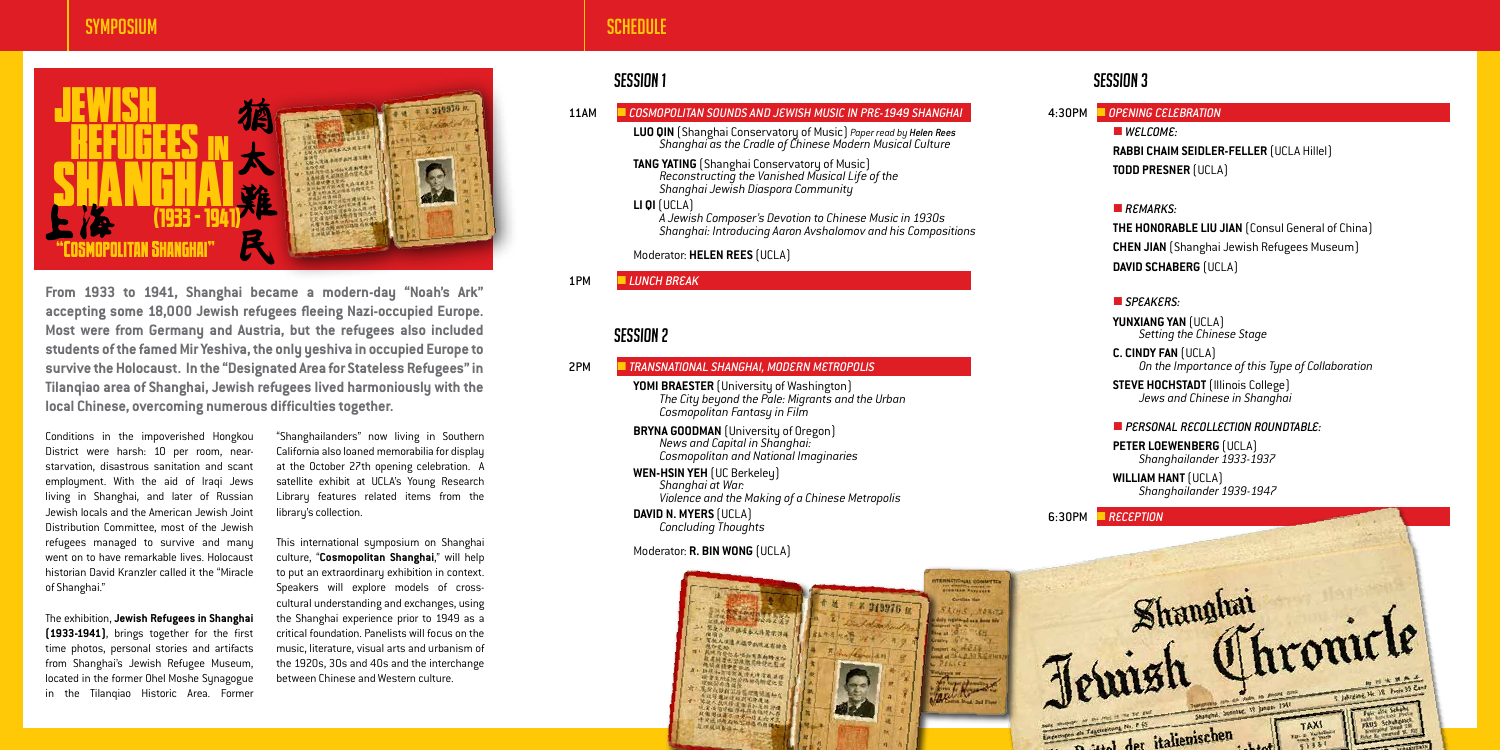# SYMPOSIUM

# JEWISH REFUGEES IN SHANGHAI (1933 - 1941)

上海 猶太難民

"COSMOPOLITAN SHANGHAI"

**From 1933 to 1941, Shanghai became a modern-day "Noah's Ark" accepting some 18,000 Jewish refugees fleeing Nazi-occupied Europe. Most were from Germany and Austria, but the refugees also included students of the famed Mir Yeshiva, the only yeshiva in occupied Europe to survive the Holocaust. In the "Designated Area for Stateless Refugees" in Tilanqiao area of Shanghai, Jewish refugees lived harmoniously with the local Chinese, overcoming numerous difficulties together.**

Conditions in the impoverished Hongkou District were harsh: 10 per room, near-starvation, disastrous sanitation and scant employment. With the aid of Iraqi Jews living in Shanghai, and later of Russian Jewish locals and the American Jewish Joint Distribution Committee, most of the Jewish refugees managed to survive and many went on to have remarkable lives. Holocaust historian David Kranzler called it the "Miracle of Shanghai."

The exhibition, **Jewish Refugees in Shanghai (1933-1941)**, brings together for the first time photos, personal stories and artifacts from Shanghai's Jewish Refugee Museum, located in the former Ohel Moshe Synagogue in the Tilanqiao Historic Area. Former "Shanghailanders" now living in Southern California also loaned memorabilia for display at the October 27th opening celebration. A satellite exhibit at UCLA's Young Research Library features related items from the library's collection.

This international symposium on Shanghai culture, "**Cosmopolitan Shanghai**," will help to put an extraordinary exhibition in context. Speakers will explore models of cross-cultural understanding and exchanges, using the Shanghai experience prior to 1949 as a critical foundation. Panelists will focus on the music, literature, visual arts and urbanism of the 1920s, 30s and 40s and the interchange between Chinese and Western culture.

# SCHEDULE

## SESSION 1

**11AM** *COSMOPOLITAN SOUNDS AND JEWISH MUSIC IN PRE-1949 SHANGHAI*

**LUO QIN** (Shanghai Conservatory of Music) *Paper read by* ***Helen Rees***
*Shanghai as the Cradle of Chinese Modern Musical Culture*

**TANG YATING** (Shanghai Conservatory of Music)
*Reconstructing the Vanished Musical Life of the Shanghai Jewish Diaspora Community*

**LI QI** (UCLA)
*A Jewish Composer's Devotion to Chinese Music in 1930s Shanghai: Introducing Aaron Avshalomov and his Compositions*

Moderator: **HELEN REES** (UCLA)

**1PM** *LUNCH BREAK*

## SESSION 2

**2PM** *TRANSNATIONAL SHANGHAI, MODERN METROPOLIS*

**YOMI BRAESTER** (University of Washington)
*The City beyond the Pale: Migrants and the Urban Cosmopolitan Fantasy in Film*

**BRYNA GOODMAN** (University of Oregon)
*News and Capital in Shanghai: Cosmopolitan and National Imaginaries*

**WEN-HSIN YEH** (UC Berkeley)
*Shanghai at War: Violence and the Making of a Chinese Metropolis*

**DAVID N. MYERS** (UCLA)
*Concluding Thoughts*

Moderator: **R. BIN WONG** (UCLA)

## SESSION 3

**4:30PM** *OPENING CELEBRATION*

*WELCOME:*

**RABBI CHAIM SEIDLER-FELLER** (UCLA Hillel)

**TODD PRESNER** (UCLA)

*REMARKS:*

**THE HONORABLE LIU JIAN** (Consul General of China)

**CHEN JIAN** (Shanghai Jewish Refugees Museum)

**DAVID SCHABERG** (UCLA)

*SPEAKERS:*

**YUNXIANG YAN** (UCLA)
*Setting the Chinese Stage*

**C. CINDY FAN** (UCLA)
*On the Importance of this Type of Collaboration*

**STEVE HOCHSTADT** (Illinois College)
*Jews and Chinese in Shanghai*

*PERSONAL RECOLLECTION ROUNDTABLE:*

**PETER LOEWENBERG** (UCLA)
*Shanghailander 1933-1937*

**WILLIAM HANT** (UCLA)
*Shanghailander 1939-1947*

**6:30PM** *RECEPTION*